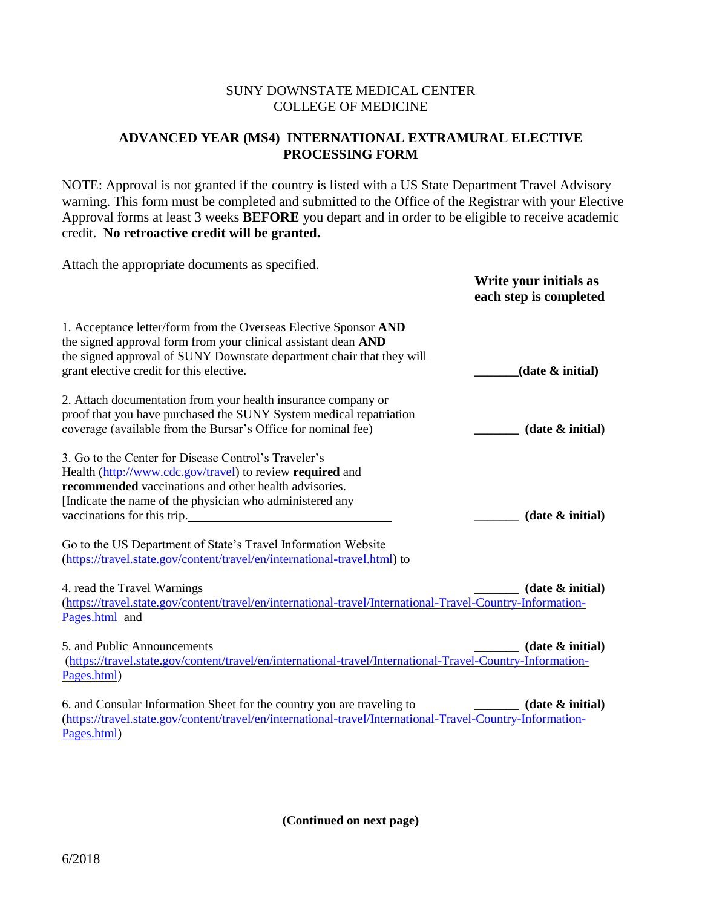SUNY DOWNSTATE MEDICAL CENTER
COLLEGE OF MEDICINE

## ADVANCED YEAR (MS4) INTERNATIONAL EXTRAMURAL ELECTIVE PROCESSING FORM

NOTE: Approval is not granted if the country is listed with a US State Department Travel Advisory warning. This form must be completed and submitted to the Office of the Registrar with your Elective Approval forms at least 3 weeks **BEFORE** you depart and in order to be eligible to receive academic credit. **No retroactive credit will be granted.**

Attach the appropriate documents as specified.

**Write your initials as each step is completed**

1. Acceptance letter/form from the Overseas Elective Sponsor **AND** the signed approval form from your clinical assistant dean **AND** the signed approval of SUNY Downstate department chair that they will grant elective credit for this elective. _______**(date & initial)**

2. Attach documentation from your health insurance company or proof that you have purchased the SUNY System medical repatriation coverage (available from the Bursar's Office for nominal fee) _______ **(date & initial)**

3. Go to the Center for Disease Control's Traveler's Health (http://www.cdc.gov/travel) to review **required** and **recommended** vaccinations and other health advisories. [Indicate the name of the physician who administered any vaccinations for this trip.________________________________ _______ **(date & initial)**

Go to the US Department of State's Travel Information Website (https://travel.state.gov/content/travel/en/international-travel.html) to

4. read the Travel Warnings _______ **(date & initial)**
(https://travel.state.gov/content/travel/en/international-travel/International-Travel-Country-Information-Pages.html and

5. and Public Announcements _______ **(date & initial)**
(https://travel.state.gov/content/travel/en/international-travel/International-Travel-Country-Information-Pages.html)

6. and Consular Information Sheet for the country you are traveling to _______ **(date & initial)**
(https://travel.state.gov/content/travel/en/international-travel/International-Travel-Country-Information-Pages.html)

**(Continued on next page)**

6/2018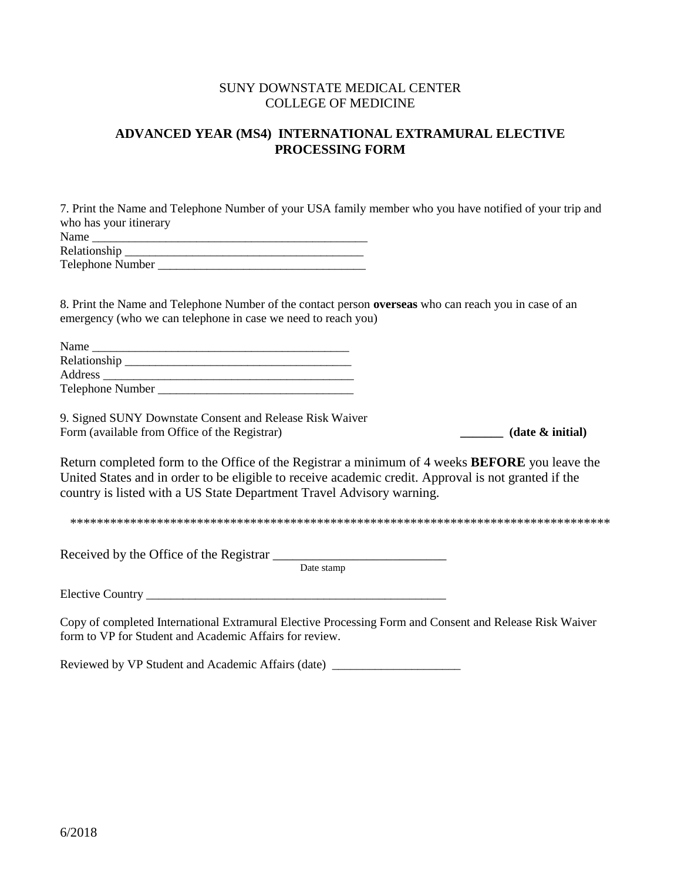SUNY DOWNSTATE MEDICAL CENTER
COLLEGE OF MEDICINE

## ADVANCED YEAR (MS4) INTERNATIONAL EXTRAMURAL ELECTIVE PROCESSING FORM

7. Print the Name and Telephone Number of your USA family member who you have notified of your trip and who has your itinerary

Name ______________________________________________
Relationship _______________________________________
Telephone Number _________________________________

8. Print the Name and Telephone Number of the contact person **overseas** who can reach you in case of an emergency (who we can telephone in case we need to reach you)

Name __________________________________________
Relationship ______________________________________
Address __________________________________________
Telephone Number ________________________________

9. Signed SUNY Downstate Consent and Release Risk Waiver Form (available from Office of the Registrar) **_______ (date & initial)**

Return completed form to the Office of the Registrar a minimum of 4 weeks **BEFORE** you leave the United States and in order to be eligible to receive academic credit. Approval is not granted if the country is listed with a US State Department Travel Advisory warning.

************************************************************************************

Received by the Office of the Registrar __________________________
Date stamp

Elective Country _________________________________________________

Copy of completed International Extramural Elective Processing Form and Consent and Release Risk Waiver form to VP for Student and Academic Affairs for review.

Reviewed by VP Student and Academic Affairs (date) _____________________

6/2018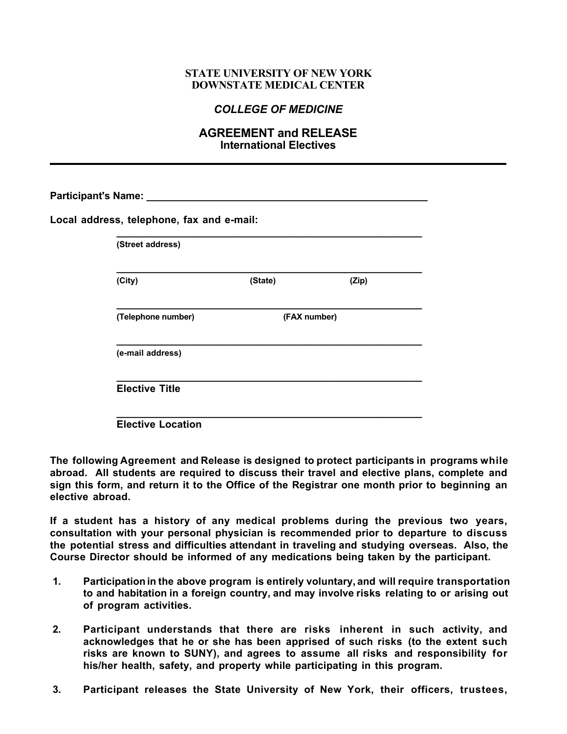**STATE UNIVERSITY OF NEW YORK**
**DOWNSTATE MEDICAL CENTER**

***COLLEGE OF MEDICINE***

# AGREEMENT and RELEASE

**International Electives**

---

**Participant's Name:** ____________________________________________________

**Local address, telephone, fax and e-mail:**

____________________________________________________
**(Street address)**

____________________________________________________
**(City) (State) (Zip)**

____________________________________________________
**(Telephone number) (FAX number)**

____________________________________________________
**(e-mail address)**

____________________________________________________
**Elective Title**

____________________________________________________
**Elective Location**

**The following Agreement and Release is designed to protect participants in programs while abroad. All students are required to discuss their travel and elective plans, complete and sign this form, and return it to the Office of the Registrar one month prior to beginning an elective abroad.**

**If a student has a history of any medical problems during the previous two years, consultation with your personal physician is recommended prior to departure to discuss the potential stress and difficulties attendant in traveling and studying overseas. Also, the Course Director should be informed of any medications being taken by the participant.**

1. **Participation in the above program is entirely voluntary, and will require transportation to and habitation in a foreign country, and may involve risks relating to or arising out of program activities.**

2. **Participant understands that there are risks inherent in such activity, and acknowledges that he or she has been apprised of such risks (to the extent such risks are known to SUNY), and agrees to assume all risks and responsibility for his/her health, safety, and property while participating in this program.**

3. **Participant releases the State University of New York, their officers, trustees,**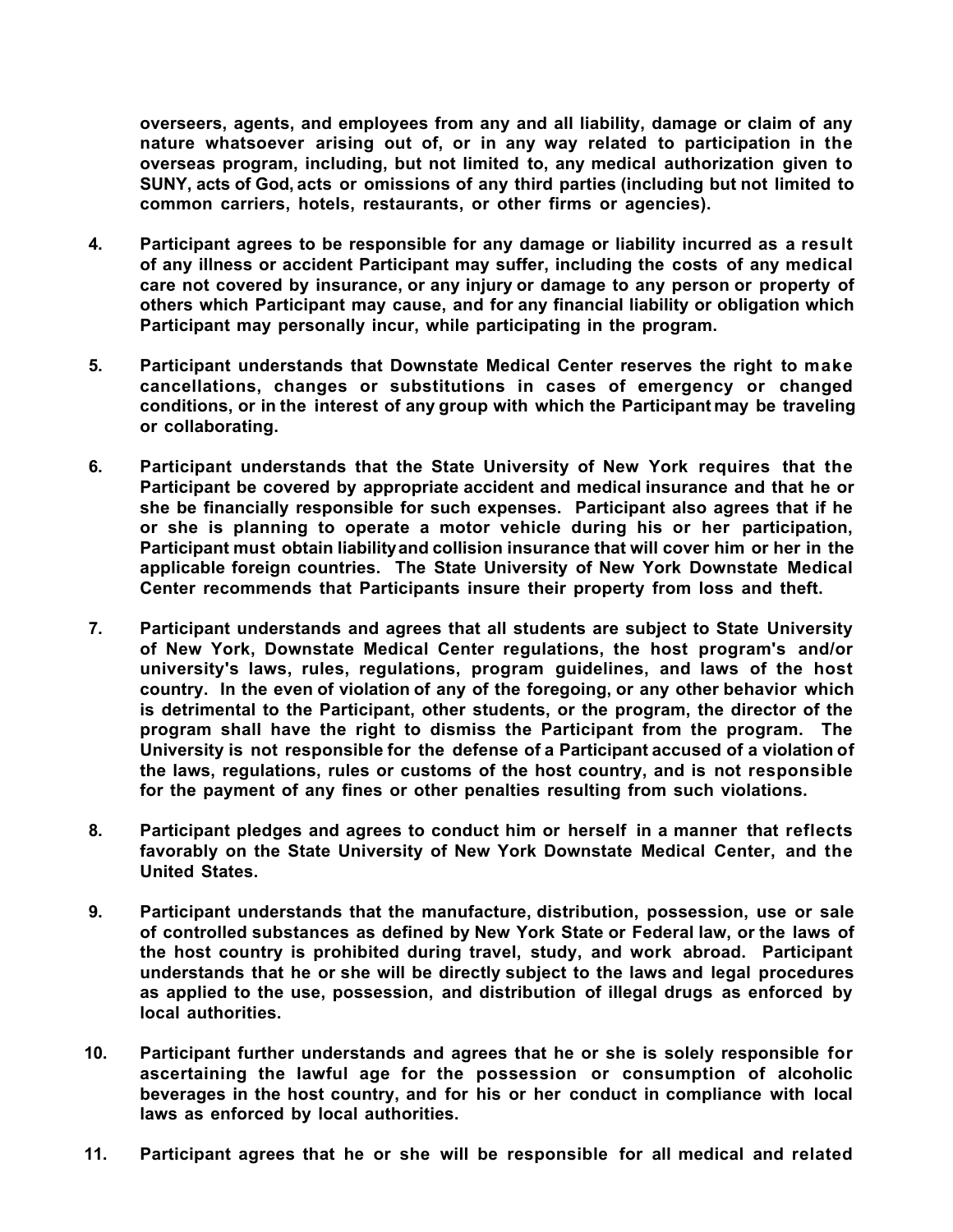**overseers, agents, and employees from any and all liability, damage or claim of any nature whatsoever arising out of, or in any way related to participation in the overseas program, including, but not limited to, any medical authorization given to SUNY, acts of God, acts or omissions of any third parties (including but not limited to common carriers, hotels, restaurants, or other firms or agencies).**

4. **Participant agrees to be responsible for any damage or liability incurred as a result of any illness or accident Participant may suffer, including the costs of any medical care not covered by insurance, or any injury or damage to any person or property of others which Participant may cause, and for any financial liability or obligation which Participant may personally incur, while participating in the program.**

5. **Participant understands that Downstate Medical Center reserves the right to make cancellations, changes or substitutions in cases of emergency or changed conditions, or in the interest of any group with which the Participant may be traveling or collaborating.**

6. **Participant understands that the State University of New York requires that the Participant be covered by appropriate accident and medical insurance and that he or she be financially responsible for such expenses. Participant also agrees that if he or she is planning to operate a motor vehicle during his or her participation, Participant must obtain liability and collision insurance that will cover him or her in the applicable foreign countries. The State University of New York Downstate Medical Center recommends that Participants insure their property from loss and theft.**

7. **Participant understands and agrees that all students are subject to State University of New York, Downstate Medical Center regulations, the host program's and/or university's laws, rules, regulations, program guidelines, and laws of the host country. In the even of violation of any of the foregoing, or any other behavior which is detrimental to the Participant, other students, or the program, the director of the program shall have the right to dismiss the Participant from the program. The University is not responsible for the defense of a Participant accused of a violation of the laws, regulations, rules or customs of the host country, and is not responsible for the payment of any fines or other penalties resulting from such violations.**

8. **Participant pledges and agrees to conduct him or herself in a manner that reflects favorably on the State University of New York Downstate Medical Center, and the United States.**

9. **Participant understands that the manufacture, distribution, possession, use or sale of controlled substances as defined by New York State or Federal law, or the laws of the host country is prohibited during travel, study, and work abroad. Participant understands that he or she will be directly subject to the laws and legal procedures as applied to the use, possession, and distribution of illegal drugs as enforced by local authorities.**

10. **Participant further understands and agrees that he or she is solely responsible for ascertaining the lawful age for the possession or consumption of alcoholic beverages in the host country, and for his or her conduct in compliance with local laws as enforced by local authorities.**

11. **Participant agrees that he or she will be responsible for all medical and related**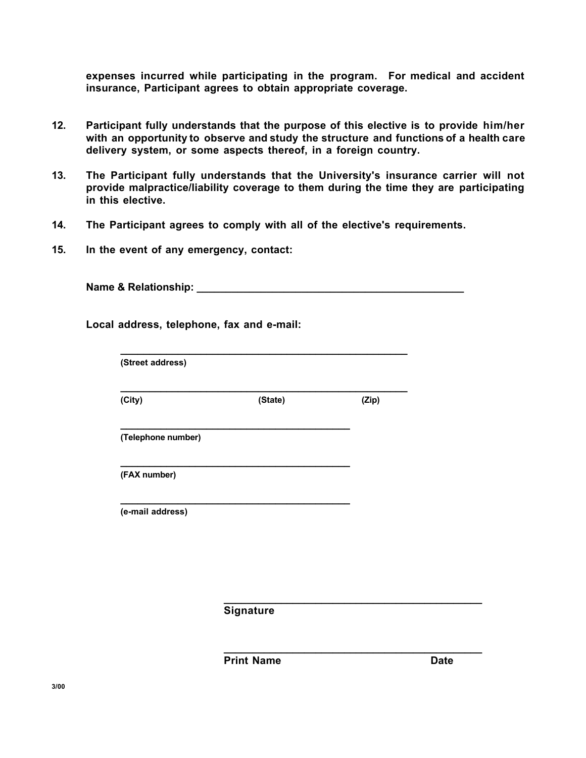**expenses incurred while participating in the program. For medical and accident insurance, Participant agrees to obtain appropriate coverage.**

12. **Participant fully understands that the purpose of this elective is to provide him/her with an opportunity to observe and study the structure and functions of a health care delivery system, or some aspects thereof, in a foreign country.**

13. **The Participant fully understands that the University's insurance carrier will not provide malpractice/liability coverage to them during the time they are participating in this elective.**

14. **The Participant agrees to comply with all of the elective's requirements.**

15. **In the event of any emergency, contact:**

**Name & Relationship: _______________________________________________**

**Local address, telephone, fax and e-mail:**

_______________________________________________________
**(Street address)**

_______________________________________________________
**(City) (State) (Zip)**

__________________________________________
**(Telephone number)**

__________________________________________
**(FAX number)**

__________________________________________
**(e-mail address)**

_______________________________________________
**Signature**

_______________________________________________
**Print Name Date**

3/00